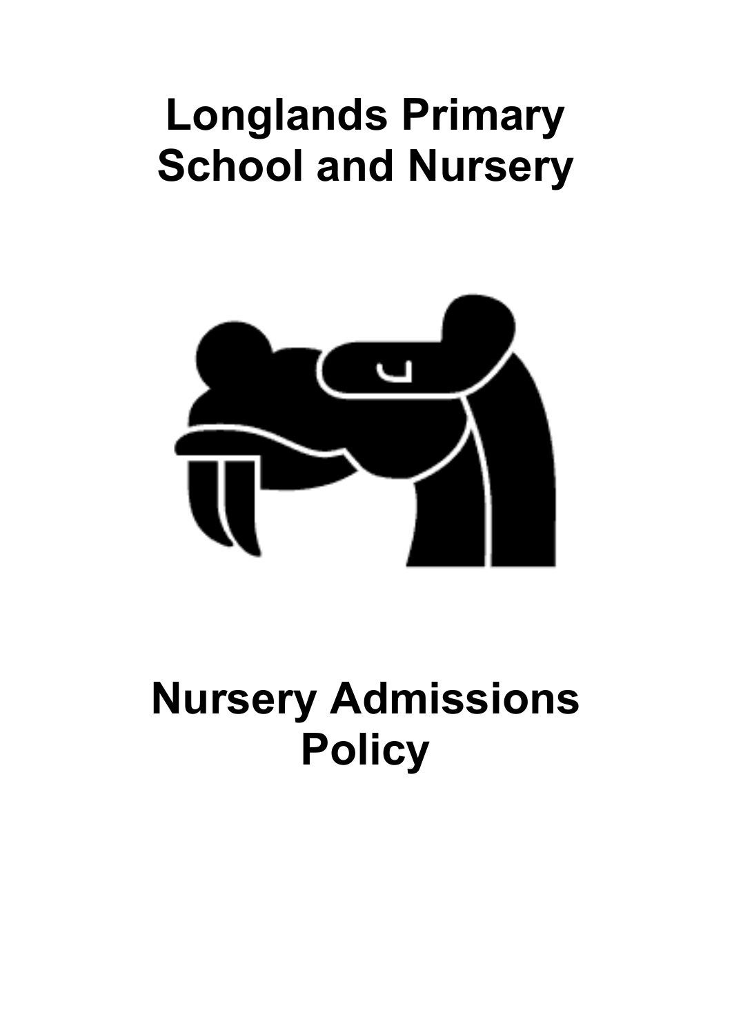# Longlands Primary School and Nursery

# Nursery Admissions Policy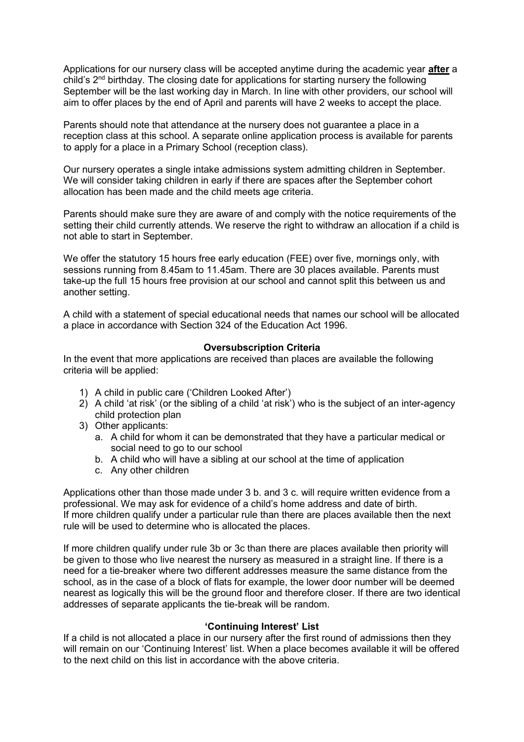Applications for our nursery class will be accepted anytime during the academic year **after** a child's 2nd birthday. The closing date for applications for starting nursery the following September will be the last working day in March. In line with other providers, our school will aim to offer places by the end of April and parents will have 2 weeks to accept the place.

Parents should note that attendance at the nursery does not guarantee a place in a reception class at this school. A separate online application process is available for parents to apply for a place in a Primary School (reception class).

Our nursery operates a single intake admissions system admitting children in September. We will consider taking children in early if there are spaces after the September cohort allocation has been made and the child meets age criteria.

Parents should make sure they are aware of and comply with the notice requirements of the setting their child currently attends. We reserve the right to withdraw an allocation if a child is not able to start in September.

We offer the statutory 15 hours free early education (FEE) over five, mornings only, with sessions running from 8.45am to 11.45am. There are 30 places available. Parents must take-up the full 15 hours free provision at our school and cannot split this between us and another setting.

A child with a statement of special educational needs that names our school will be allocated a place in accordance with Section 324 of the Education Act 1996.

**Oversubscription Criteria**

In the event that more applications are received than places are available the following criteria will be applied:

1) A child in public care ('Children Looked After')
2) A child 'at risk' (or the sibling of a child 'at risk') who is the subject of an inter-agency child protection plan
3) Other applicants:
   a. A child for whom it can be demonstrated that they have a particular medical or social need to go to our school
   b. A child who will have a sibling at our school at the time of application
   c. Any other children

Applications other than those made under 3 b. and 3 c. will require written evidence from a professional. We may ask for evidence of a child's home address and date of birth. If more children qualify under a particular rule than there are places available then the next rule will be used to determine who is allocated the places.

If more children qualify under rule 3b or 3c than there are places available then priority will be given to those who live nearest the nursery as measured in a straight line. If there is a need for a tie-breaker where two different addresses measure the same distance from the school, as in the case of a block of flats for example, the lower door number will be deemed nearest as logically this will be the ground floor and therefore closer. If there are two identical addresses of separate applicants the tie-break will be random.

**'Continuing Interest' List**

If a child is not allocated a place in our nursery after the first round of admissions then they will remain on our 'Continuing Interest' list. When a place becomes available it will be offered to the next child on this list in accordance with the above criteria.